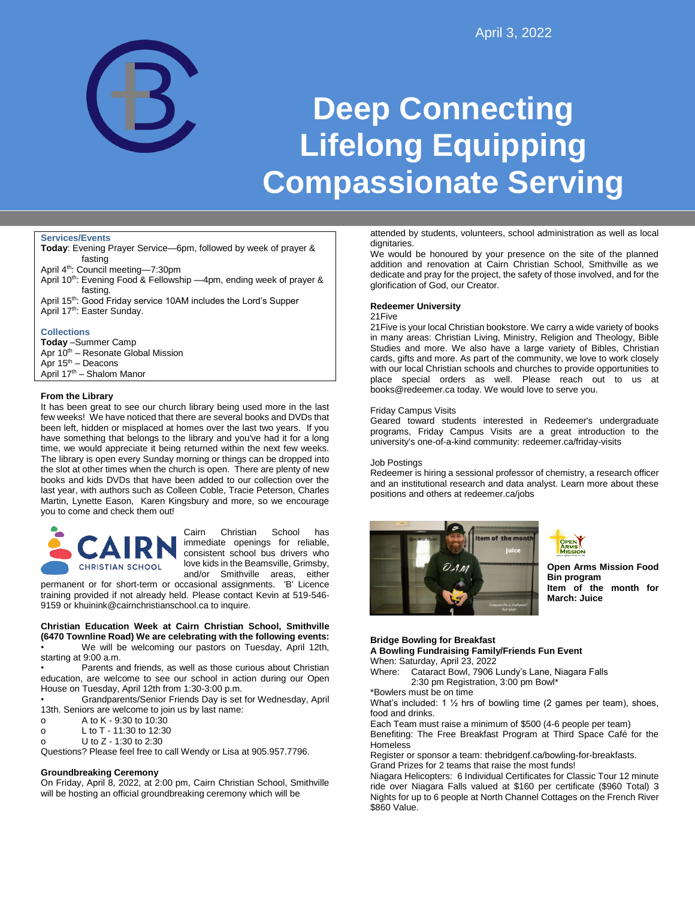April 3, 2022

# Deep Connecting
# Lifelong Equipping
# Compassionate Serving

### Services/Events

**Today**: Evening Prayer Service—6pm, followed by week of prayer & fasting
April 4th: Council meeting—7:30pm
April 10th: Evening Food & Fellowship —4pm, ending week of prayer & fasting.
April 15th: Good Friday service 10AM includes the Lord's Supper
April 17th: Easter Sunday.

### Collections

**Today** –Summer Camp
Apr 10th – Resonate Global Mission
Apr 15th – Deacons
April 17th – Shalom Manor

### From the Library

It has been great to see our church library being used more in the last few weeks! We have noticed that there are several books and DVDs that been left, hidden or misplaced at homes over the last two years. If you have something that belongs to the library and you've had it for a long time, we would appreciate it being returned within the next few weeks. The library is open every Sunday morning or things can be dropped into the slot at other times when the church is open. There are plenty of new books and kids DVDs that have been added to our collection over the last year, with authors such as Colleen Coble, Tracie Peterson, Charles Martin, Lynette Eason, Karen Kingsbury and more, so we encourage you to come and check them out!

CAIRN CHRISTIAN SCHOOL

Cairn Christian School has immediate openings for reliable, consistent school bus drivers who love kids in the Beamsville, Grimsby, and/or Smithville areas, either permanent or for short-term or occasional assignments. 'B' Licence training provided if not already held. Please contact Kevin at 519-546-9159 or khuinink@cairnchristianschool.ca to inquire.

**Christian Education Week at Cairn Christian School, Smithville (6470 Townline Road) We are celebrating with the following events:**

- We will be welcoming our pastors on Tuesday, April 12th, starting at 9:00 a.m.
- Parents and friends, as well as those curious about Christian education, are welcome to see our school in action during our Open House on Tuesday, April 12th from 1:30-3:00 p.m.
- Grandparents/Senior Friends Day is set for Wednesday, April 13th. Seniors are welcome to join us by last name:
  - A to K - 9:30 to 10:30
  - L to T - 11:30 to 12:30
  - U to Z - 1:30 to 2:30

Questions? Please feel free to call Wendy or Lisa at 905.957.7796.

### Groundbreaking Ceremony

On Friday, April 8, 2022, at 2:00 pm, Cairn Christian School, Smithville will be hosting an official groundbreaking ceremony which will be attended by students, volunteers, school administration as well as local dignitaries.
We would be honoured by your presence on the site of the planned addition and renovation at Cairn Christian School, Smithville as we dedicate and pray for the project, the safety of those involved, and for the glorification of God, our Creator.

### Redeemer University

21Five
21Five is your local Christian bookstore. We carry a wide variety of books in many areas: Christian Living, Ministry, Religion and Theology, Bible Studies and more. We also have a large variety of Bibles, Christian cards, gifts and more. As part of the community, we love to work closely with our local Christian schools and churches to provide opportunities to place special orders as well. Please reach out to us at books@redeemer.ca today. We would love to serve you.

Friday Campus Visits
Geared toward students interested in Redeemer's undergraduate programs, Friday Campus Visits are a great introduction to the university's one-of-a-kind community: redeemer.ca/friday-visits

Job Postings
Redeemer is hiring a sessional professor of chemistry, a research officer and an institutional research and data analyst. Learn more about these positions and others at redeemer.ca/jobs

**Open Arms Mission Food Bin program**
**Item of the month for March: Juice**

### Bridge Bowling for Breakfast

**A Bowling Fundraising Family/Friends Fun Event**
When: Saturday, April 23, 2022
Where: Cataract Bowl, 7906 Lundy's Lane, Niagara Falls
2:30 pm Registration, 3:00 pm Bowl*
*Bowlers must be on time
What's included: 1 ½ hrs of bowling time (2 games per team), shoes, food and drinks.
Each Team must raise a minimum of $500 (4-6 people per team)
Benefiting: The Free Breakfast Program at Third Space Café for the Homeless
Register or sponsor a team: thebridgenf.ca/bowling-for-breakfasts.
Grand Prizes for 2 teams that raise the most funds!
Niagara Helicopters: 6 Individual Certificates for Classic Tour 12 minute ride over Niagara Falls valued at $160 per certificate ($960 Total) 3 Nights for up to 6 people at North Channel Cottages on the French River $860 Value.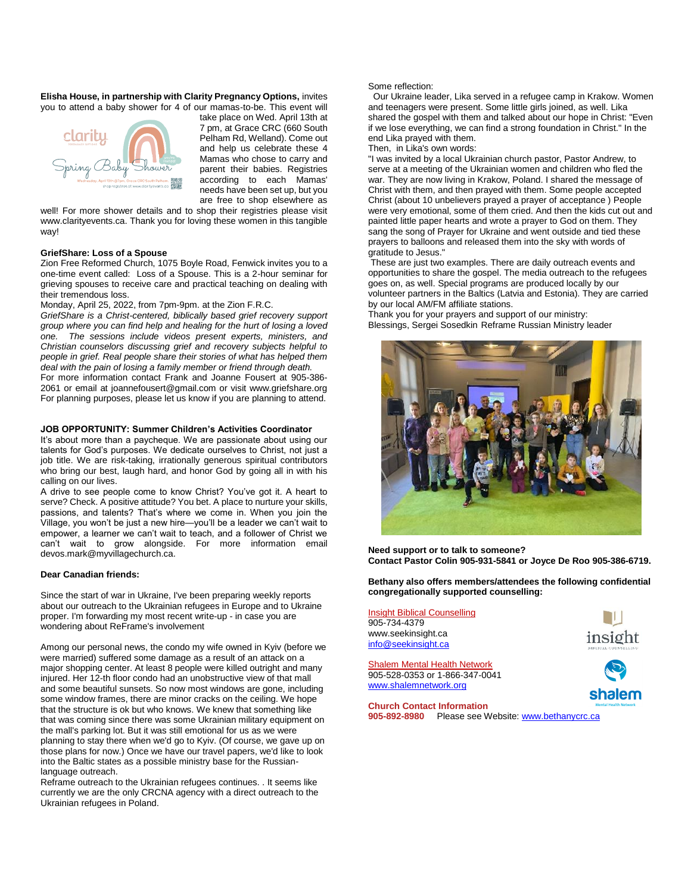**Elisha House, in partnership with Clarity Pregnancy Options,** invites you to attend a baby shower for 4 of our mamas-to-be. This event will take place on Wed. April 13th at 7 pm, at Grace CRC (660 South Pelham Rd, Welland). Come out and help us celebrate these 4 Mamas who chose to carry and parent their babies. Registries according to each Mamas' needs have been set up, but you are free to shop elsewhere as well! For more shower details and to shop their registries please visit www.clarityevents.ca. Thank you for loving these women in this tangible way!

**GriefShare: Loss of a Spouse**

Zion Free Reformed Church, 1075 Boyle Road, Fenwick invites you to a one-time event called: Loss of a Spouse. This is a 2-hour seminar for grieving spouses to receive care and practical teaching on dealing with their tremendous loss.

Monday, April 25, 2022, from 7pm-9pm. at the Zion F.R.C.

*GriefShare is a Christ-centered, biblically based grief recovery support group where you can find help and healing for the hurt of losing a loved one. The sessions include videos present experts, ministers, and Christian counselors discussing grief and recovery subjects helpful to people in grief. Real people share their stories of what has helped them deal with the pain of losing a family member or friend through death.*

For more information contact Frank and Joanne Fousert at 905-386-2061 or email at joannefousert@gmail.com or visit www.griefshare.org For planning purposes, please let us know if you are planning to attend.

**JOB OPPORTUNITY: Summer Children's Activities Coordinator**

It's about more than a paycheque. We are passionate about using our talents for God's purposes. We dedicate ourselves to Christ, not just a job title. We are risk-taking, irrationally generous spiritual contributors who bring our best, laugh hard, and honor God by going all in with his calling on our lives.

A drive to see people come to know Christ? You've got it. A heart to serve? Check. A positive attitude? You bet. A place to nurture your skills, passions, and talents? That's where we come in. When you join the Village, you won't be just a new hire—you'll be a leader we can't wait to empower, a learner we can't wait to teach, and a follower of Christ we can't wait to grow alongside. For more information email devos.mark@myvillagechurch.ca.

**Dear Canadian friends:**

Since the start of war in Ukraine, I've been preparing weekly reports about our outreach to the Ukrainian refugees in Europe and to Ukraine proper. I'm forwarding my most recent write-up - in case you are wondering about ReFrame's involvement

Among our personal news, the condo my wife owned in Kyiv (before we were married) suffered some damage as a result of an attack on a major shopping center. At least 8 people were killed outright and many injured. Her 12-th floor condo had an unobstructive view of that mall and some beautiful sunsets. So now most windows are gone, including some window frames, there are minor cracks on the ceiling. We hope that the structure is ok but who knows. We knew that something like that was coming since there was some Ukrainian military equipment on the mall's parking lot. But it was still emotional for us as we were planning to stay there when we'd go to Kyiv. (Of course, we gave up on those plans for now.) Once we have our travel papers, we'd like to look into the Baltic states as a possible ministry base for the Russian-language outreach.

Reframe outreach to the Ukrainian refugees continues. . It seems like currently we are the only CRCNA agency with a direct outreach to the Ukrainian refugees in Poland.

Some reflection:

Our Ukraine leader, Lika served in a refugee camp in Krakow. Women and teenagers were present. Some little girls joined, as well. Lika shared the gospel with them and talked about our hope in Christ: "Even if we lose everything, we can find a strong foundation in Christ." In the end Lika prayed with them.

Then, in Lika's own words:

"I was invited by a local Ukrainian church pastor, Pastor Andrew, to serve at a meeting of the Ukrainian women and children who fled the war. They are now living in Krakow, Poland. I shared the message of Christ with them, and then prayed with them. Some people accepted Christ (about 10 unbelievers prayed a prayer of acceptance ) People were very emotional, some of them cried. And then the kids cut out and painted little paper hearts and wrote a prayer to God on them. They sang the song of Prayer for Ukraine and went outside and tied these prayers to balloons and released them into the sky with words of gratitude to Jesus."

These are just two examples. There are daily outreach events and opportunities to share the gospel. The media outreach to the refugees goes on, as well. Special programs are produced locally by our volunteer partners in the Baltics (Latvia and Estonia). They are carried by our local AM/FM affiliate stations.

Thank you for your prayers and support of our ministry:

Blessings, Sergei Sosedkin Reframe Russian Ministry leader

**Need support or to talk to someone?**
**Contact Pastor Colin 905-931-5841 or Joyce De Roo 905-386-6719.**

**Bethany also offers members/attendees the following confidential congregationally supported counselling:**

Insight Biblical Counselling
905-734-4379
www.seekinsight.ca
info@seekinsight.ca

Shalem Mental Health Network
905-528-0353 or 1-866-347-0041
www.shalemnetwork.org

**Church Contact Information**
**905-892-8980** Please see Website: www.bethanycrc.ca